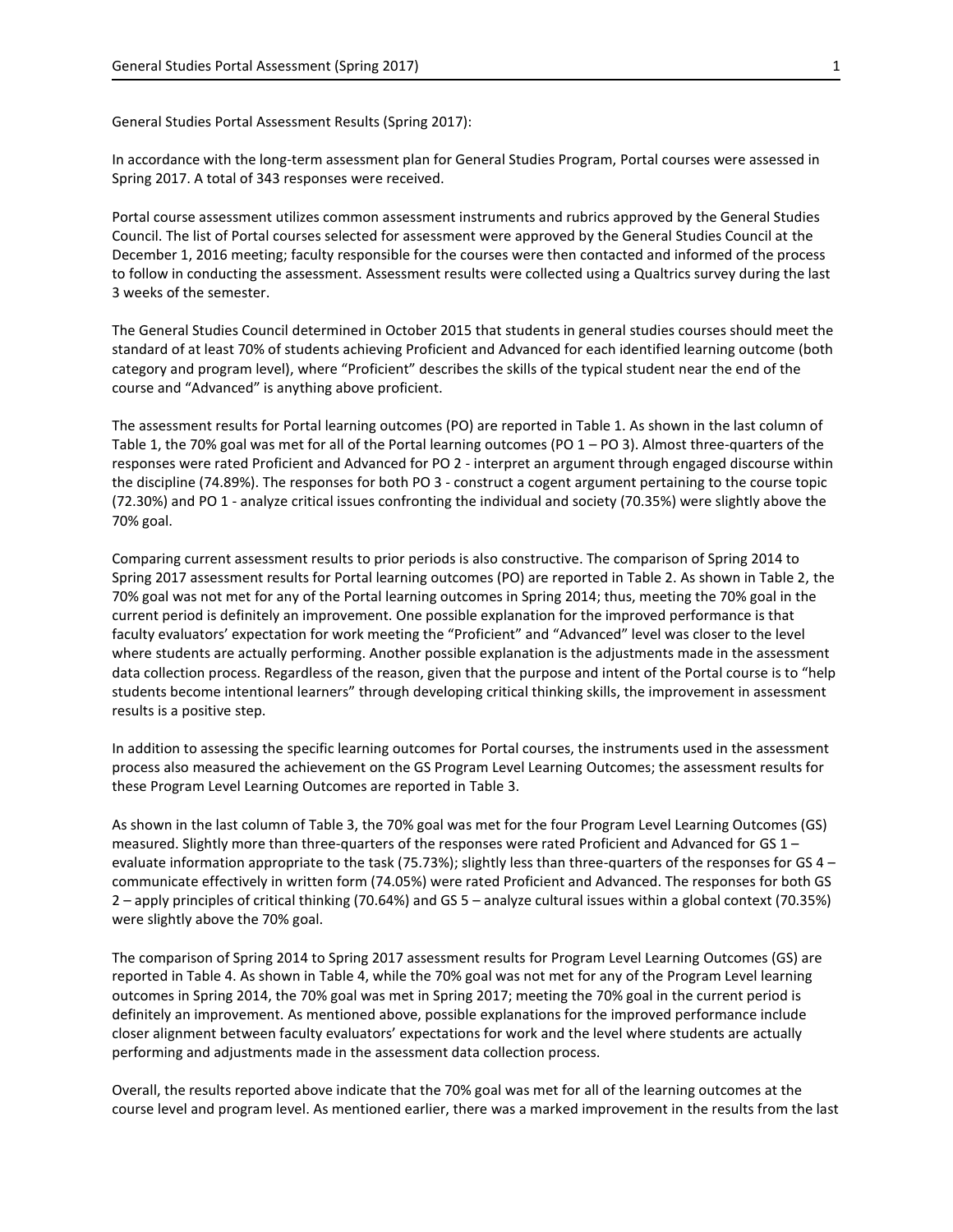General Studies Portal Assessment Results (Spring 2017):

In accordance with the long-term assessment plan for General Studies Program, Portal courses were assessed in Spring 2017. A total of 343 responses were received.

Portal course assessment utilizes common assessment instruments and rubrics approved by the General Studies Council. The list of Portal courses selected for assessment were approved by the General Studies Council at the December 1, 2016 meeting; faculty responsible for the courses were then contacted and informed of the process to follow in conducting the assessment. Assessment results were collected using a Qualtrics survey during the last 3 weeks of the semester.

The General Studies Council determined in October 2015 that students in general studies courses should meet the standard of at least 70% of students achieving Proficient and Advanced for each identified learning outcome (both category and program level), where "Proficient" describes the skills of the typical student near the end of the course and "Advanced" is anything above proficient.

The assessment results for Portal learning outcomes (PO) are reported in Table 1. As shown in the last column of Table 1, the 70% goal was met for all of the Portal learning outcomes (PO 1 – PO 3). Almost three-quarters of the responses were rated Proficient and Advanced for PO 2 - interpret an argument through engaged discourse within the discipline (74.89%). The responses for both PO 3 - construct a cogent argument pertaining to the course topic (72.30%) and PO 1 - analyze critical issues confronting the individual and society (70.35%) were slightly above the 70% goal.

Comparing current assessment results to prior periods is also constructive. The comparison of Spring 2014 to Spring 2017 assessment results for Portal learning outcomes (PO) are reported in Table 2. As shown in Table 2, the 70% goal was not met for any of the Portal learning outcomes in Spring 2014; thus, meeting the 70% goal in the current period is definitely an improvement. One possible explanation for the improved performance is that faculty evaluators' expectation for work meeting the "Proficient" and "Advanced" level was closer to the level where students are actually performing. Another possible explanation is the adjustments made in the assessment data collection process. Regardless of the reason, given that the purpose and intent of the Portal course is to "help students become intentional learners" through developing critical thinking skills, the improvement in assessment results is a positive step.

In addition to assessing the specific learning outcomes for Portal courses, the instruments used in the assessment process also measured the achievement on the GS Program Level Learning Outcomes; the assessment results for these Program Level Learning Outcomes are reported in Table 3.

As shown in the last column of Table 3, the 70% goal was met for the four Program Level Learning Outcomes (GS) measured. Slightly more than three-quarters of the responses were rated Proficient and Advanced for GS 1 – evaluate information appropriate to the task (75.73%); slightly less than three-quarters of the responses for GS 4 – communicate effectively in written form (74.05%) were rated Proficient and Advanced. The responses for both GS 2 – apply principles of critical thinking (70.64%) and GS 5 – analyze cultural issues within a global context (70.35%) were slightly above the 70% goal.

The comparison of Spring 2014 to Spring 2017 assessment results for Program Level Learning Outcomes (GS) are reported in Table 4. As shown in Table 4, while the 70% goal was not met for any of the Program Level learning outcomes in Spring 2014, the 70% goal was met in Spring 2017; meeting the 70% goal in the current period is definitely an improvement. As mentioned above, possible explanations for the improved performance include closer alignment between faculty evaluators' expectations for work and the level where students are actually performing and adjustments made in the assessment data collection process.

Overall, the results reported above indicate that the 70% goal was met for all of the learning outcomes at the course level and program level. As mentioned earlier, there was a marked improvement in the results from the last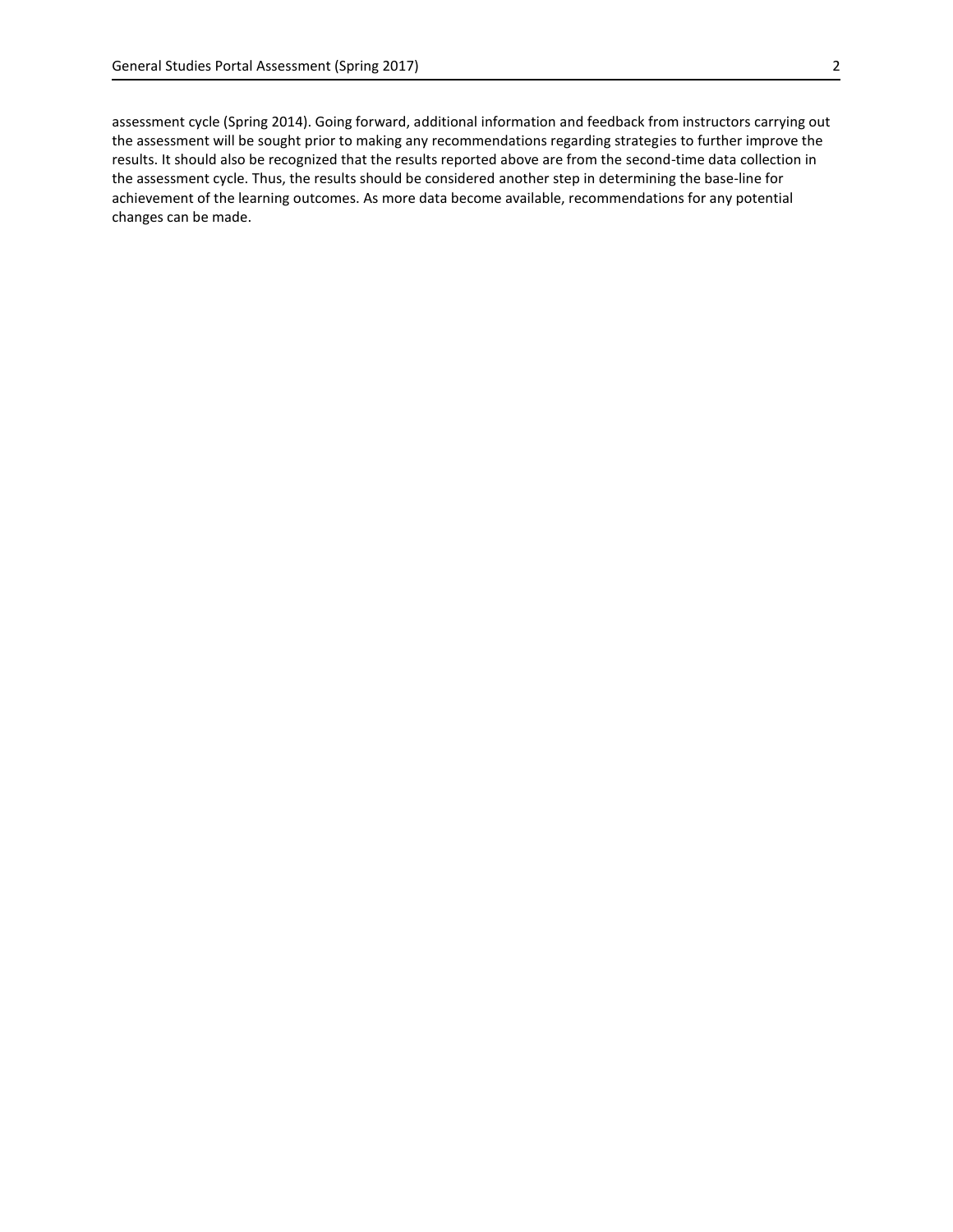assessment cycle (Spring 2014). Going forward, additional information and feedback from instructors carrying out the assessment will be sought prior to making any recommendations regarding strategies to further improve the results. It should also be recognized that the results reported above are from the second-time data collection in the assessment cycle. Thus, the results should be considered another step in determining the base-line for achievement of the learning outcomes. As more data become available, recommendations for any potential changes can be made.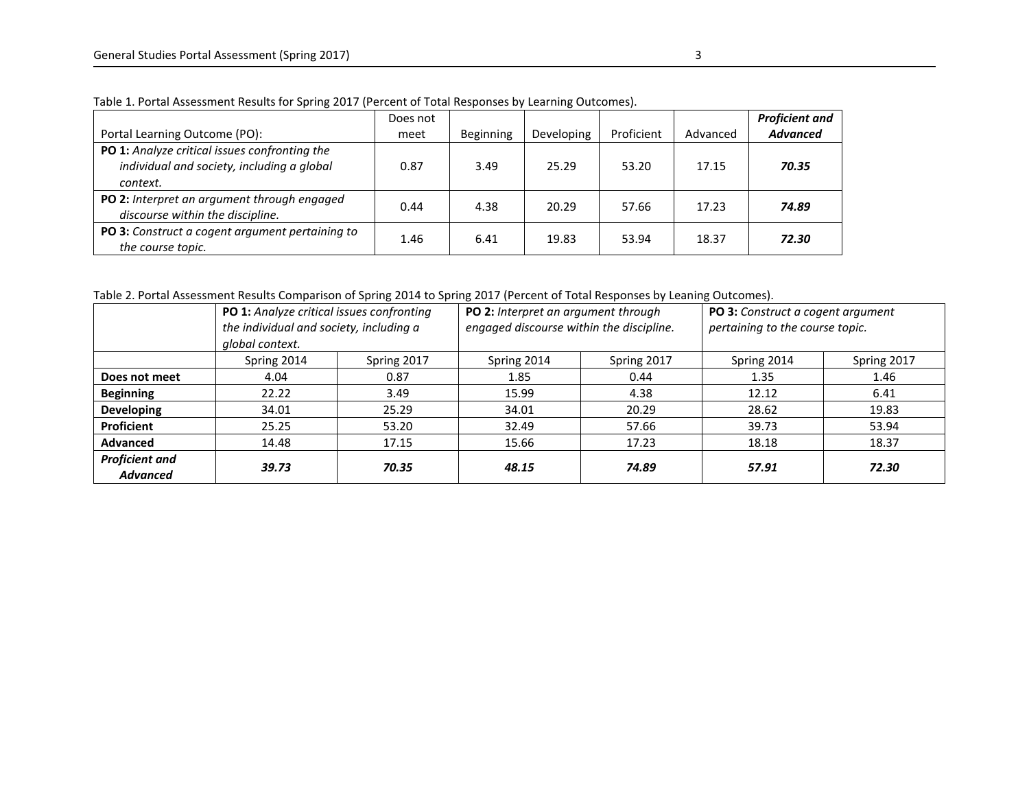Table 1. Portal Assessment Results for Spring 2017 (Percent of Total Responses by Learning Outcomes).

| Portal Learning Outcome (PO): | Does not meet | Beginning | Developing | Proficient | Advanced | ***Proficient and Advanced*** |
|---|---|---|---|---|---|---|
| **PO 1:** *Analyze critical issues confronting the individual and society, including a global context.* | 0.87 | 3.49 | 25.29 | 53.20 | 17.15 | ***70.35*** |
| **PO 2:** *Interpret an argument through engaged discourse within the discipline.* | 0.44 | 4.38 | 20.29 | 57.66 | 17.23 | ***74.89*** |
| **PO 3:** *Construct a cogent argument pertaining to the course topic.* | 1.46 | 6.41 | 19.83 | 53.94 | 18.37 | ***72.30*** |

Table 2. Portal Assessment Results Comparison of Spring 2014 to Spring 2017 (Percent of Total Responses by Leaning Outcomes).

| | **PO 1:** *Analyze critical issues confronting the individual and society, including a global context.* | | **PO 2:** *Interpret an argument through engaged discourse within the discipline.* | | **PO 3:** *Construct a cogent argument pertaining to the course topic.* | |
|---|---|---|---|---|---|---|
| | Spring 2014 | Spring 2017 | Spring 2014 | Spring 2017 | Spring 2014 | Spring 2017 |
| **Does not meet** | 4.04 | 0.87 | 1.85 | 0.44 | 1.35 | 1.46 |
| **Beginning** | 22.22 | 3.49 | 15.99 | 4.38 | 12.12 | 6.41 |
| **Developing** | 34.01 | 25.29 | 34.01 | 20.29 | 28.62 | 19.83 |
| **Proficient** | 25.25 | 53.20 | 32.49 | 57.66 | 39.73 | 53.94 |
| **Advanced** | 14.48 | 17.15 | 15.66 | 17.23 | 18.18 | 18.37 |
| ***Proficient and Advanced*** | ***39.73*** | ***70.35*** | ***48.15*** | ***74.89*** | ***57.91*** | ***72.30*** |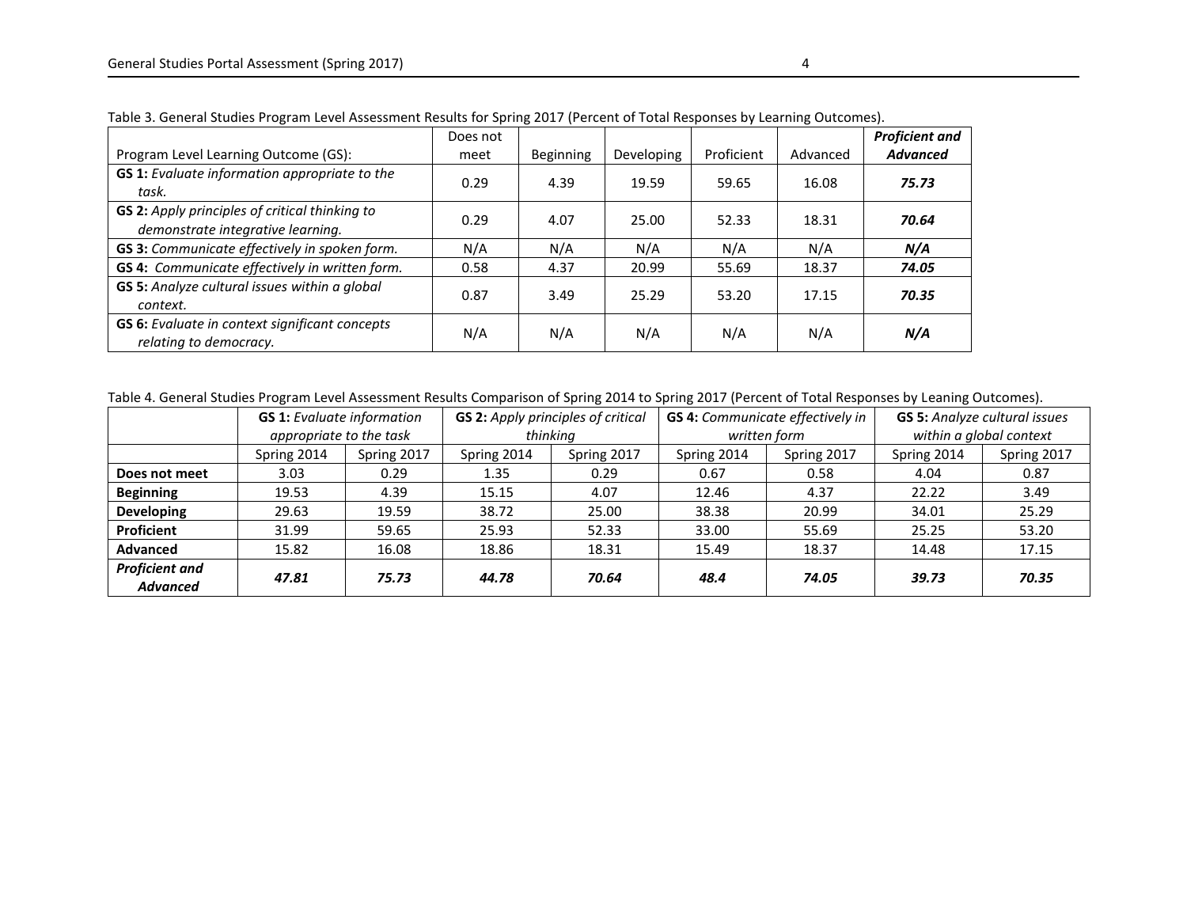Table 3. General Studies Program Level Assessment Results for Spring 2017 (Percent of Total Responses by Learning Outcomes).

| Program Level Learning Outcome (GS): | Does not meet | Beginning | Developing | Proficient | Advanced | ***Proficient and Advanced*** |
|---|---|---|---|---|---|---|
| **GS 1:** *Evaluate information appropriate to the task.* | 0.29 | 4.39 | 19.59 | 59.65 | 16.08 | ***75.73*** |
| **GS 2:** *Apply principles of critical thinking to demonstrate integrative learning.* | 0.29 | 4.07 | 25.00 | 52.33 | 18.31 | ***70.64*** |
| **GS 3:** *Communicate effectively in spoken form.* | N/A | N/A | N/A | N/A | N/A | ***N/A*** |
| **GS 4:** *Communicate effectively in written form.* | 0.58 | 4.37 | 20.99 | 55.69 | 18.37 | ***74.05*** |
| **GS 5:** *Analyze cultural issues within a global context.* | 0.87 | 3.49 | 25.29 | 53.20 | 17.15 | ***70.35*** |
| **GS 6:** *Evaluate in context significant concepts relating to democracy.* | N/A | N/A | N/A | N/A | N/A | ***N/A*** |

Table 4. General Studies Program Level Assessment Results Comparison of Spring 2014 to Spring 2017 (Percent of Total Responses by Leaning Outcomes).

| | **GS 1:** *Evaluate information appropriate to the task* | | **GS 2:** *Apply principles of critical thinking* | | **GS 4:** *Communicate effectively in written form* | | **GS 5:** *Analyze cultural issues within a global context* | |
|---|---|---|---|---|---|---|---|---|
| | Spring 2014 | Spring 2017 | Spring 2014 | Spring 2017 | Spring 2014 | Spring 2017 | Spring 2014 | Spring 2017 |
| **Does not meet** | 3.03 | 0.29 | 1.35 | 0.29 | 0.67 | 0.58 | 4.04 | 0.87 |
| **Beginning** | 19.53 | 4.39 | 15.15 | 4.07 | 12.46 | 4.37 | 22.22 | 3.49 |
| **Developing** | 29.63 | 19.59 | 38.72 | 25.00 | 38.38 | 20.99 | 34.01 | 25.29 |
| **Proficient** | 31.99 | 59.65 | 25.93 | 52.33 | 33.00 | 55.69 | 25.25 | 53.20 |
| **Advanced** | 15.82 | 16.08 | 18.86 | 18.31 | 15.49 | 18.37 | 14.48 | 17.15 |
| ***Proficient and Advanced*** | ***47.81*** | ***75.73*** | ***44.78*** | ***70.64*** | ***48.4*** | ***74.05*** | ***39.73*** | ***70.35*** |